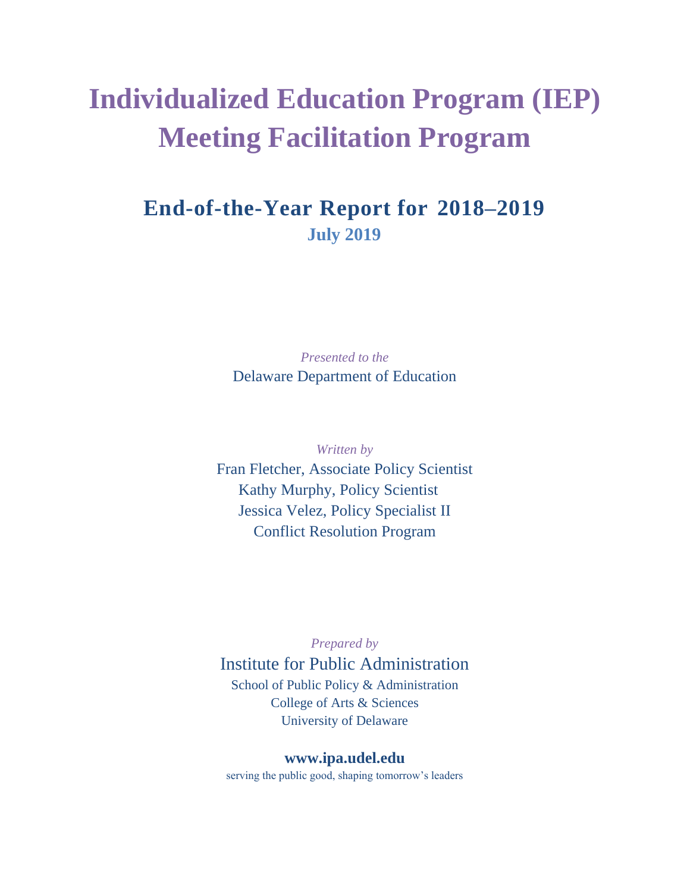# Individualized Education Program (IEP) Meeting Facilitation Program

## End-of-the-Year Report for 2018–2019

**July 2019**

*Presented to the*

Delaware Department of Education

*Written by*

Fran Fletcher, Associate Policy Scientist
Kathy Murphy, Policy Scientist
Jessica Velez, Policy Specialist II
Conflict Resolution Program

*Prepared by*

Institute for Public Administration
School of Public Policy & Administration
College of Arts & Sciences
University of Delaware

**www.ipa.udel.edu**

serving the public good, shaping tomorrow's leaders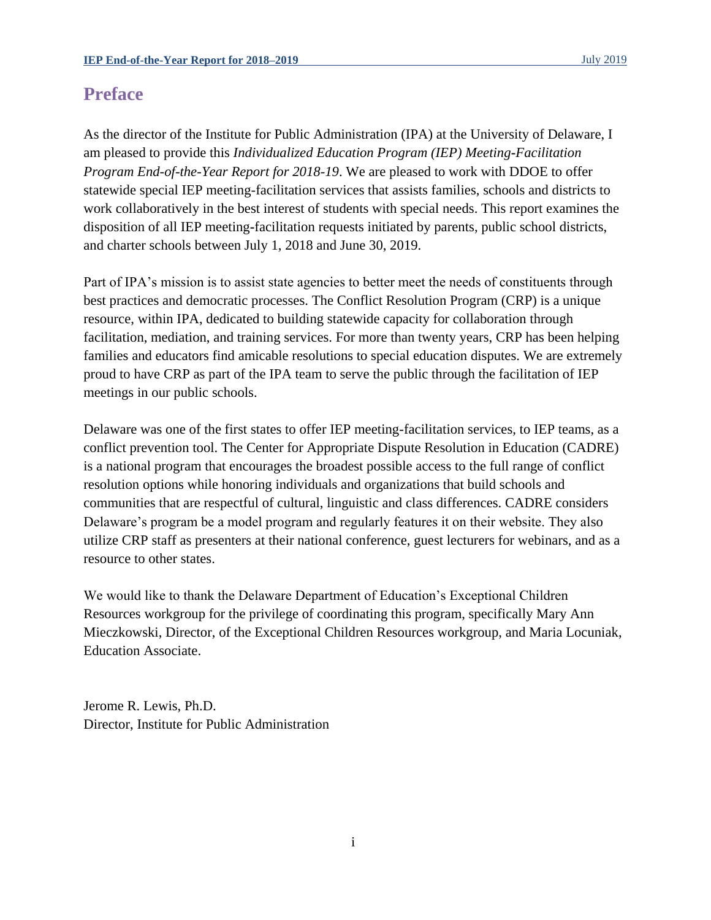# Preface

As the director of the Institute for Public Administration (IPA) at the University of Delaware, I am pleased to provide this *Individualized Education Program (IEP) Meeting-Facilitation Program End-of-the-Year Report for 2018-19*. We are pleased to work with DDOE to offer statewide special IEP meeting-facilitation services that assists families, schools and districts to work collaboratively in the best interest of students with special needs. This report examines the disposition of all IEP meeting-facilitation requests initiated by parents, public school districts, and charter schools between July 1, 2018 and June 30, 2019.

Part of IPA's mission is to assist state agencies to better meet the needs of constituents through best practices and democratic processes. The Conflict Resolution Program (CRP) is a unique resource, within IPA, dedicated to building statewide capacity for collaboration through facilitation, mediation, and training services. For more than twenty years, CRP has been helping families and educators find amicable resolutions to special education disputes. We are extremely proud to have CRP as part of the IPA team to serve the public through the facilitation of IEP meetings in our public schools.

Delaware was one of the first states to offer IEP meeting-facilitation services, to IEP teams, as a conflict prevention tool. The Center for Appropriate Dispute Resolution in Education (CADRE) is a national program that encourages the broadest possible access to the full range of conflict resolution options while honoring individuals and organizations that build schools and communities that are respectful of cultural, linguistic and class differences. CADRE considers Delaware's program be a model program and regularly features it on their website. They also utilize CRP staff as presenters at their national conference, guest lecturers for webinars, and as a resource to other states.

We would like to thank the Delaware Department of Education's Exceptional Children Resources workgroup for the privilege of coordinating this program, specifically Mary Ann Mieczkowski, Director, of the Exceptional Children Resources workgroup, and Maria Locuniak, Education Associate.

Jerome R. Lewis, Ph.D.
Director, Institute for Public Administration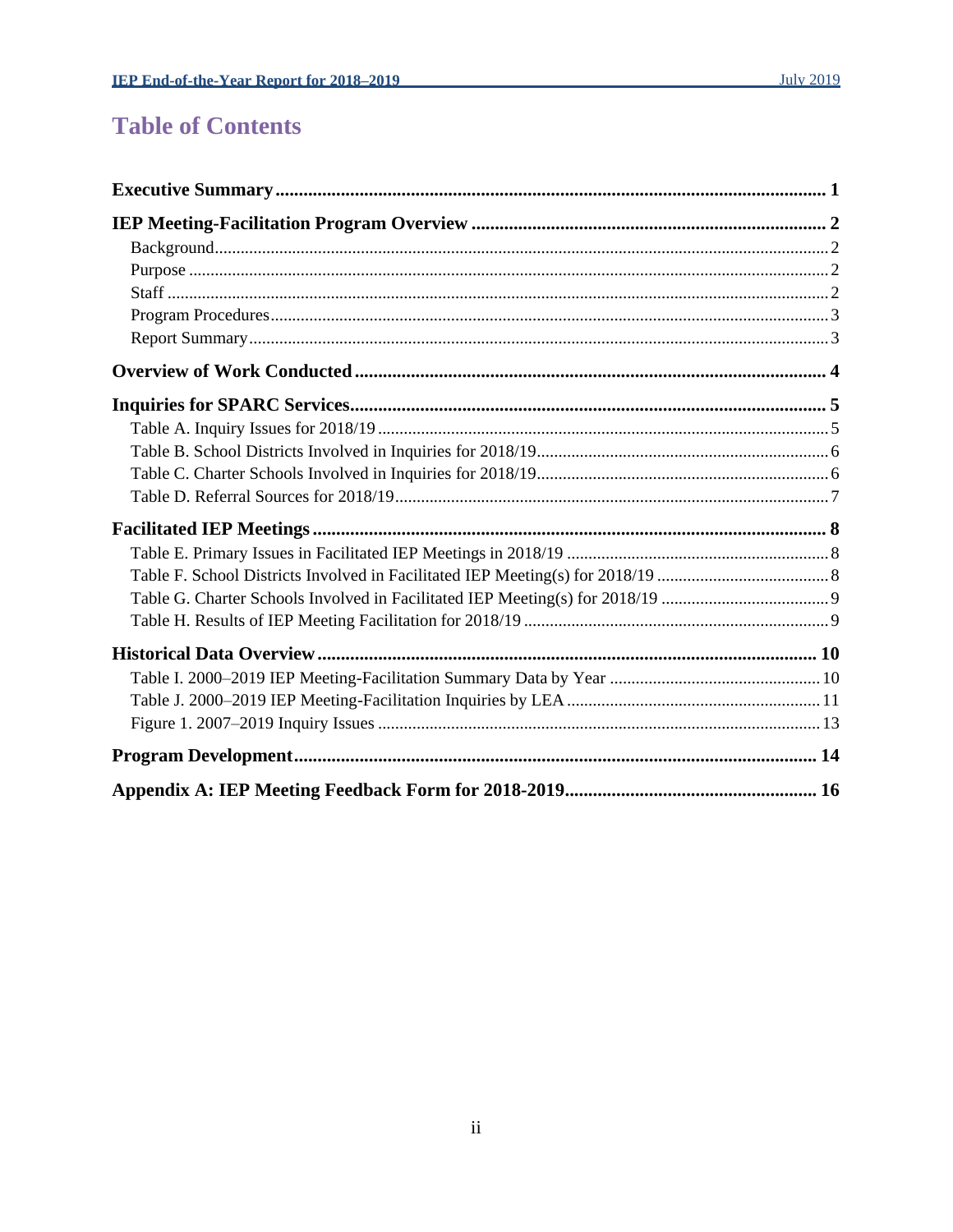# Table of Contents

**Executive Summary** ..... **1**

**IEP Meeting-Facilitation Program Overview** ..... **2**

- Background ..... 2
- Purpose ..... 2
- Staff ..... 2
- Program Procedures ..... 3
- Report Summary ..... 3

**Overview of Work Conducted** ..... **4**

**Inquiries for SPARC Services** ..... **5**

- Table A. Inquiry Issues for 2018/19 ..... 5
- Table B. School Districts Involved in Inquiries for 2018/19 ..... 6
- Table C. Charter Schools Involved in Inquiries for 2018/19 ..... 6
- Table D. Referral Sources for 2018/19 ..... 7

**Facilitated IEP Meetings** ..... **8**

- Table E. Primary Issues in Facilitated IEP Meetings in 2018/19 ..... 8
- Table F. School Districts Involved in Facilitated IEP Meeting(s) for 2018/19 ..... 8
- Table G. Charter Schools Involved in Facilitated IEP Meeting(s) for 2018/19 ..... 9
- Table H. Results of IEP Meeting Facilitation for 2018/19 ..... 9

**Historical Data Overview** ..... **10**

- Table I. 2000–2019 IEP Meeting-Facilitation Summary Data by Year ..... 10
- Table J. 2000–2019 IEP Meeting-Facilitation Inquiries by LEA ..... 11
- Figure 1. 2007–2019 Inquiry Issues ..... 13

**Program Development** ..... **14**

**Appendix A: IEP Meeting Feedback Form for 2018-2019** ..... **16**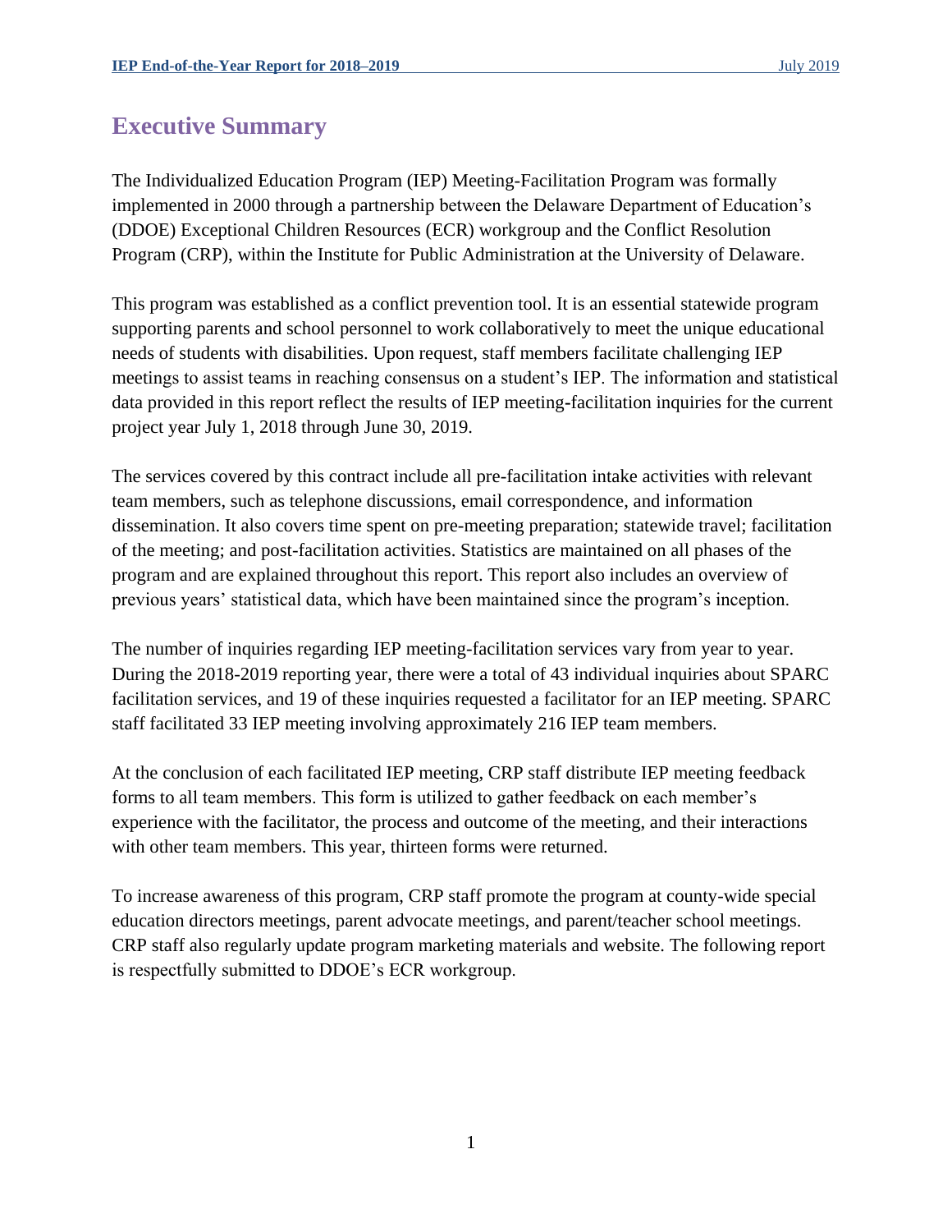# Executive Summary

The Individualized Education Program (IEP) Meeting-Facilitation Program was formally implemented in 2000 through a partnership between the Delaware Department of Education's (DDOE) Exceptional Children Resources (ECR) workgroup and the Conflict Resolution Program (CRP), within the Institute for Public Administration at the University of Delaware.

This program was established as a conflict prevention tool. It is an essential statewide program supporting parents and school personnel to work collaboratively to meet the unique educational needs of students with disabilities. Upon request, staff members facilitate challenging IEP meetings to assist teams in reaching consensus on a student's IEP. The information and statistical data provided in this report reflect the results of IEP meeting-facilitation inquiries for the current project year July 1, 2018 through June 30, 2019.

The services covered by this contract include all pre-facilitation intake activities with relevant team members, such as telephone discussions, email correspondence, and information dissemination. It also covers time spent on pre-meeting preparation; statewide travel; facilitation of the meeting; and post-facilitation activities. Statistics are maintained on all phases of the program and are explained throughout this report. This report also includes an overview of previous years' statistical data, which have been maintained since the program's inception.

The number of inquiries regarding IEP meeting-facilitation services vary from year to year. During the 2018-2019 reporting year, there were a total of 43 individual inquiries about SPARC facilitation services, and 19 of these inquiries requested a facilitator for an IEP meeting. SPARC staff facilitated 33 IEP meeting involving approximately 216 IEP team members.

At the conclusion of each facilitated IEP meeting, CRP staff distribute IEP meeting feedback forms to all team members. This form is utilized to gather feedback on each member's experience with the facilitator, the process and outcome of the meeting, and their interactions with other team members. This year, thirteen forms were returned.

To increase awareness of this program, CRP staff promote the program at county-wide special education directors meetings, parent advocate meetings, and parent/teacher school meetings. CRP staff also regularly update program marketing materials and website. The following report is respectfully submitted to DDOE's ECR workgroup.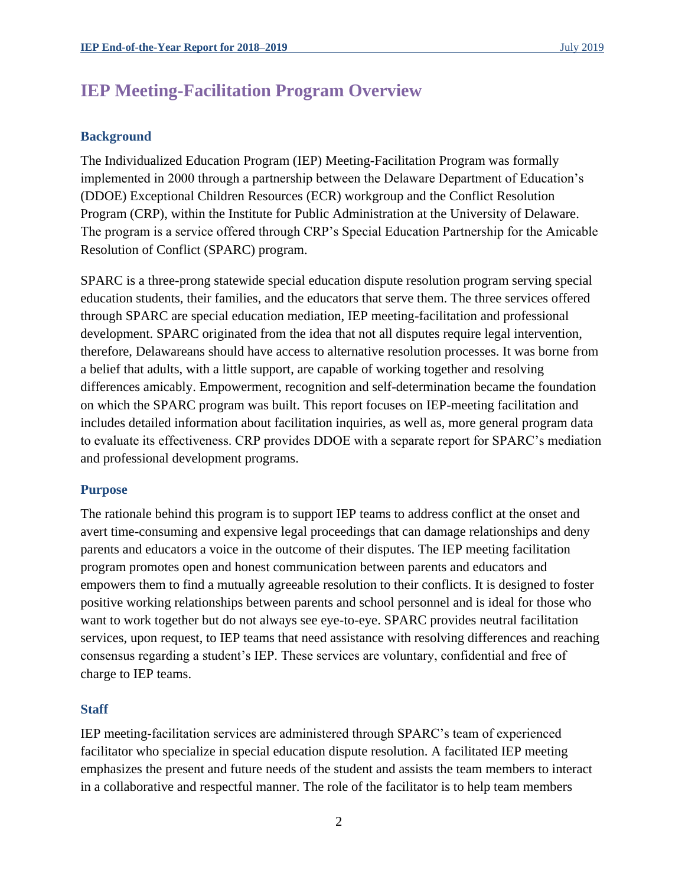# IEP Meeting-Facilitation Program Overview

## Background

The Individualized Education Program (IEP) Meeting-Facilitation Program was formally implemented in 2000 through a partnership between the Delaware Department of Education's (DDOE) Exceptional Children Resources (ECR) workgroup and the Conflict Resolution Program (CRP), within the Institute for Public Administration at the University of Delaware. The program is a service offered through CRP's Special Education Partnership for the Amicable Resolution of Conflict (SPARC) program.

SPARC is a three-prong statewide special education dispute resolution program serving special education students, their families, and the educators that serve them. The three services offered through SPARC are special education mediation, IEP meeting-facilitation and professional development. SPARC originated from the idea that not all disputes require legal intervention, therefore, Delawareans should have access to alternative resolution processes. It was borne from a belief that adults, with a little support, are capable of working together and resolving differences amicably. Empowerment, recognition and self-determination became the foundation on which the SPARC program was built. This report focuses on IEP-meeting facilitation and includes detailed information about facilitation inquiries, as well as, more general program data to evaluate its effectiveness. CRP provides DDOE with a separate report for SPARC's mediation and professional development programs.

## Purpose

The rationale behind this program is to support IEP teams to address conflict at the onset and avert time-consuming and expensive legal proceedings that can damage relationships and deny parents and educators a voice in the outcome of their disputes. The IEP meeting facilitation program promotes open and honest communication between parents and educators and empowers them to find a mutually agreeable resolution to their conflicts. It is designed to foster positive working relationships between parents and school personnel and is ideal for those who want to work together but do not always see eye-to-eye. SPARC provides neutral facilitation services, upon request, to IEP teams that need assistance with resolving differences and reaching consensus regarding a student's IEP. These services are voluntary, confidential and free of charge to IEP teams.

## Staff

IEP meeting-facilitation services are administered through SPARC's team of experienced facilitator who specialize in special education dispute resolution. A facilitated IEP meeting emphasizes the present and future needs of the student and assists the team members to interact in a collaborative and respectful manner. The role of the facilitator is to help team members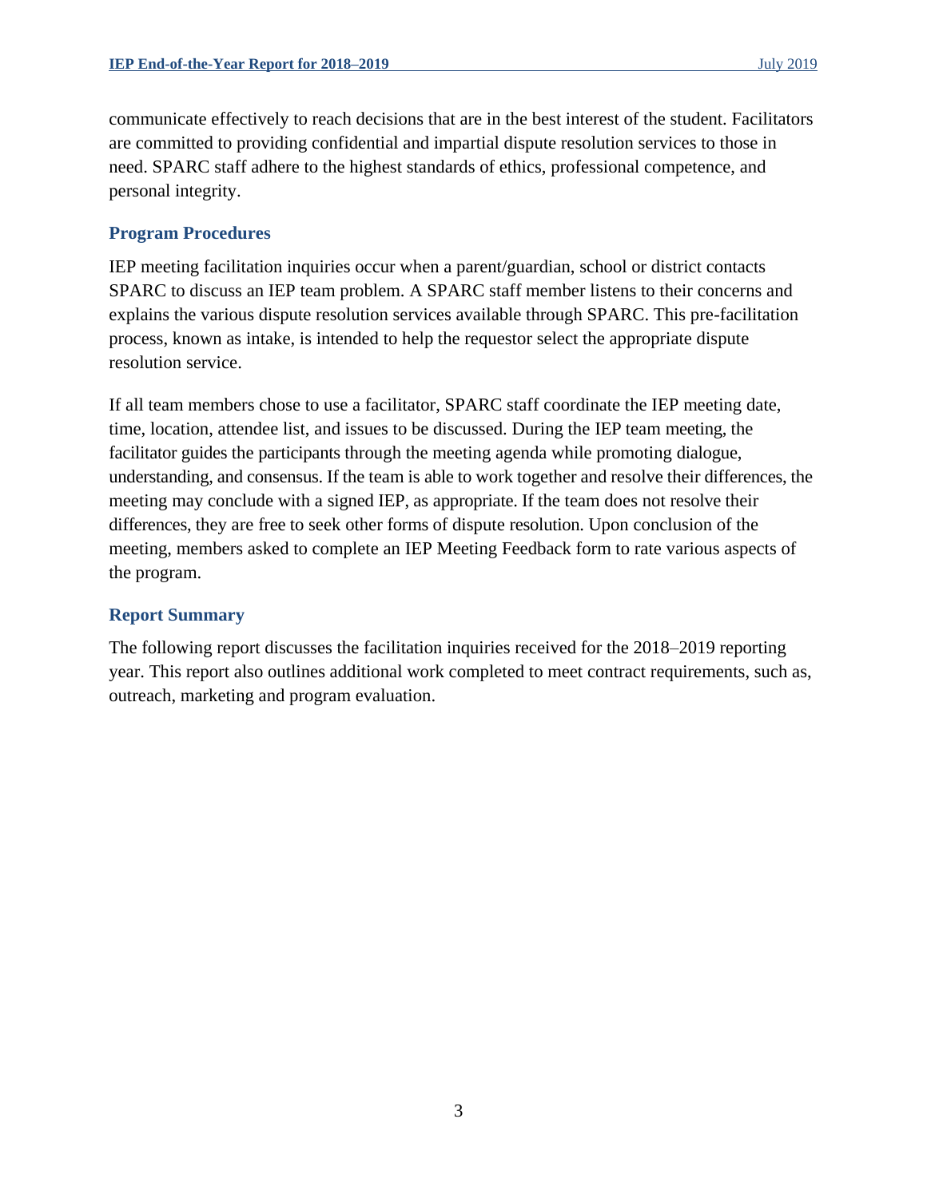communicate effectively to reach decisions that are in the best interest of the student. Facilitators are committed to providing confidential and impartial dispute resolution services to those in need. SPARC staff adhere to the highest standards of ethics, professional competence, and personal integrity.

## Program Procedures

IEP meeting facilitation inquiries occur when a parent/guardian, school or district contacts SPARC to discuss an IEP team problem. A SPARC staff member listens to their concerns and explains the various dispute resolution services available through SPARC. This pre-facilitation process, known as intake, is intended to help the requestor select the appropriate dispute resolution service.

If all team members chose to use a facilitator, SPARC staff coordinate the IEP meeting date, time, location, attendee list, and issues to be discussed. During the IEP team meeting, the facilitator guides the participants through the meeting agenda while promoting dialogue, understanding, and consensus. If the team is able to work together and resolve their differences, the meeting may conclude with a signed IEP, as appropriate. If the team does not resolve their differences, they are free to seek other forms of dispute resolution. Upon conclusion of the meeting, members asked to complete an IEP Meeting Feedback form to rate various aspects of the program.

## Report Summary

The following report discusses the facilitation inquiries received for the 2018–2019 reporting year. This report also outlines additional work completed to meet contract requirements, such as, outreach, marketing and program evaluation.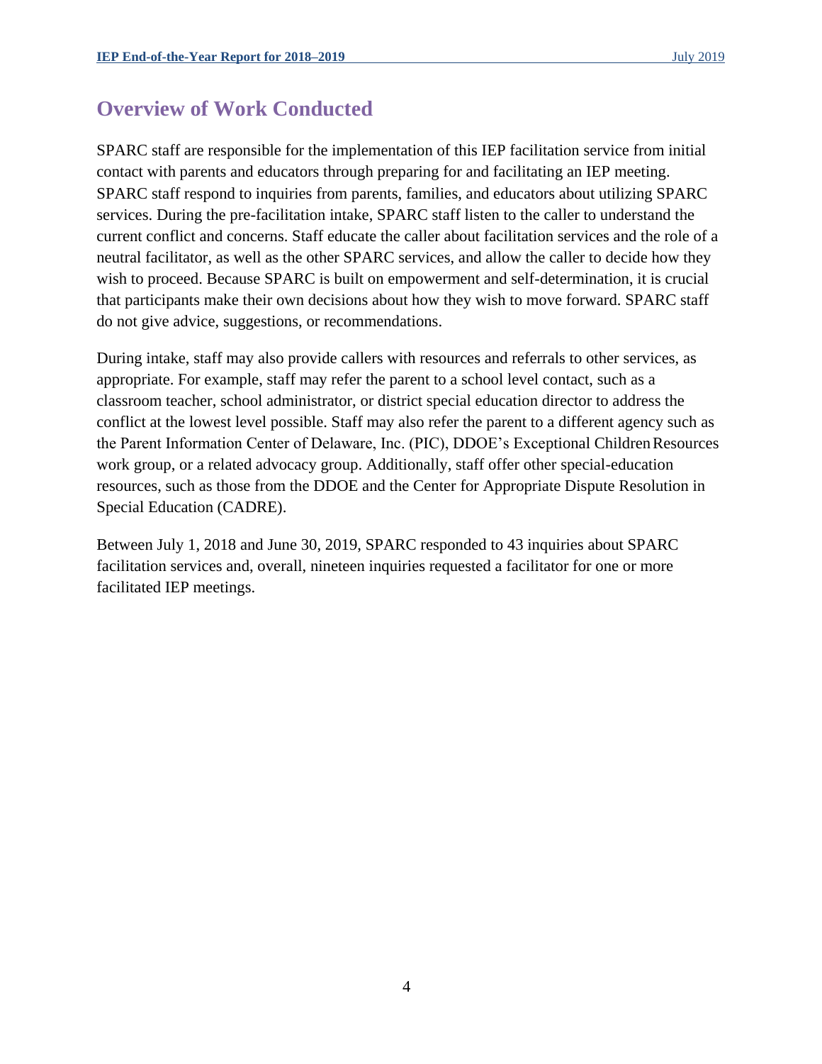## Overview of Work Conducted

SPARC staff are responsible for the implementation of this IEP facilitation service from initial contact with parents and educators through preparing for and facilitating an IEP meeting. SPARC staff respond to inquiries from parents, families, and educators about utilizing SPARC services. During the pre-facilitation intake, SPARC staff listen to the caller to understand the current conflict and concerns. Staff educate the caller about facilitation services and the role of a neutral facilitator, as well as the other SPARC services, and allow the caller to decide how they wish to proceed. Because SPARC is built on empowerment and self-determination, it is crucial that participants make their own decisions about how they wish to move forward. SPARC staff do not give advice, suggestions, or recommendations.

During intake, staff may also provide callers with resources and referrals to other services, as appropriate. For example, staff may refer the parent to a school level contact, such as a classroom teacher, school administrator, or district special education director to address the conflict at the lowest level possible. Staff may also refer the parent to a different agency such as the Parent Information Center of Delaware, Inc. (PIC), DDOE's Exceptional Children Resources work group, or a related advocacy group. Additionally, staff offer other special-education resources, such as those from the DDOE and the Center for Appropriate Dispute Resolution in Special Education (CADRE).

Between July 1, 2018 and June 30, 2019, SPARC responded to 43 inquiries about SPARC facilitation services and, overall, nineteen inquiries requested a facilitator for one or more facilitated IEP meetings.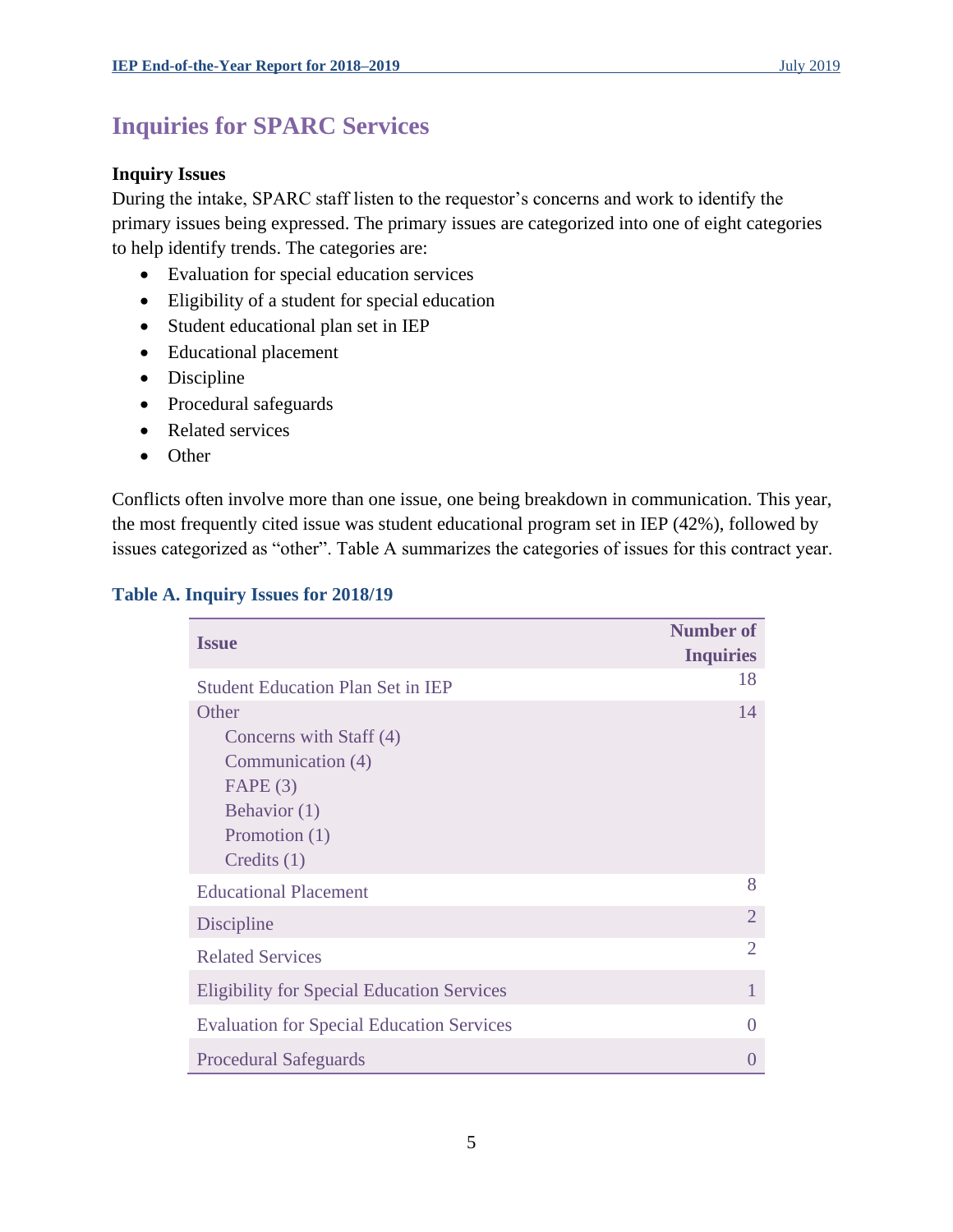## Inquiries for SPARC Services

**Inquiry Issues**

During the intake, SPARC staff listen to the requestor's concerns and work to identify the primary issues being expressed. The primary issues are categorized into one of eight categories to help identify trends. The categories are:

- Evaluation for special education services
- Eligibility of a student for special education
- Student educational plan set in IEP
- Educational placement
- Discipline
- Procedural safeguards
- Related services
- Other

Conflicts often involve more than one issue, one being breakdown in communication. This year, the most frequently cited issue was student educational program set in IEP (42%), followed by issues categorized as "other". Table A summarizes the categories of issues for this contract year.

**Table A. Inquiry Issues for 2018/19**

| Issue | Number of Inquiries |
|---|---|
| Student Education Plan Set in IEP | 18 |
| Other<br>Concerns with Staff (4)<br>Communication (4)<br>FAPE (3)<br>Behavior (1)<br>Promotion (1)<br>Credits (1) | 14 |
| Educational Placement | 8 |
| Discipline | 2 |
| Related Services | 2 |
| Eligibility for Special Education Services | 1 |
| Evaluation for Special Education Services | 0 |
| Procedural Safeguards | 0 |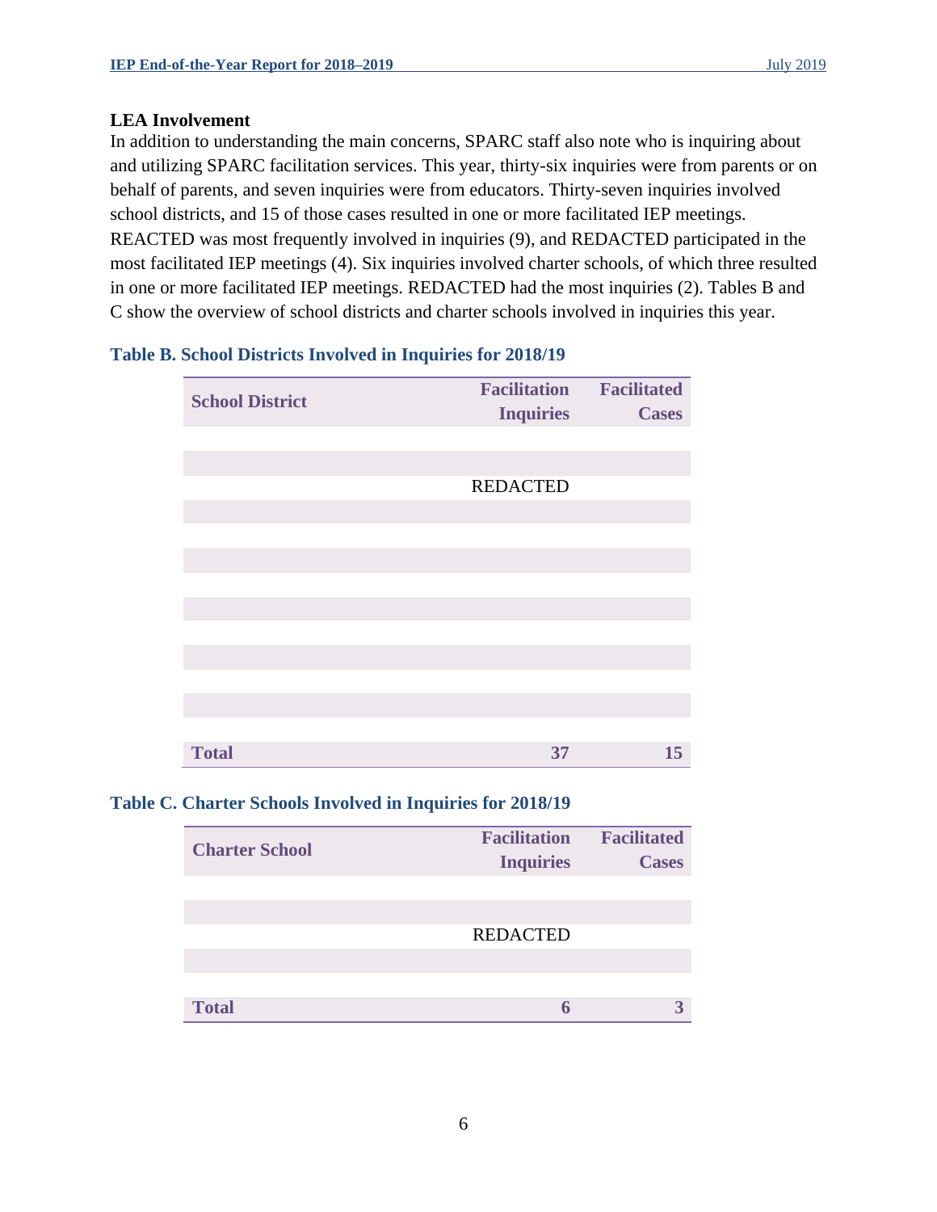### LEA Involvement

In addition to understanding the main concerns, SPARC staff also note who is inquiring about and utilizing SPARC facilitation services. This year, thirty-six inquiries were from parents or on behalf of parents, and seven inquiries were from educators. Thirty-seven inquiries involved school districts, and 15 of those cases resulted in one or more facilitated IEP meetings. REACTED was most frequently involved in inquiries (9), and REDACTED participated in the most facilitated IEP meetings (4). Six inquiries involved charter schools, of which three resulted in one or more facilitated IEP meetings. REDACTED had the most inquiries (2). Tables B and C show the overview of school districts and charter schools involved in inquiries this year.

**Table B. School Districts Involved in Inquiries for 2018/19**

| School District | Facilitation Inquiries | Facilitated Cases |
|---|---|---|
| | | |
| | | |
| | REDACTED | |
| | | |
| | | |
| | | |
| | | |
| | | |
| | | |
| | | |
| | | |
| | | |
| | | |
| **Total** | **37** | **15** |

**Table C. Charter Schools Involved in Inquiries for 2018/19**

| Charter School | Facilitation Inquiries | Facilitated Cases |
|---|---|---|
| | | |
| | | |
| | REDACTED | |
| | | |
| | | |
| **Total** | **6** | **3** |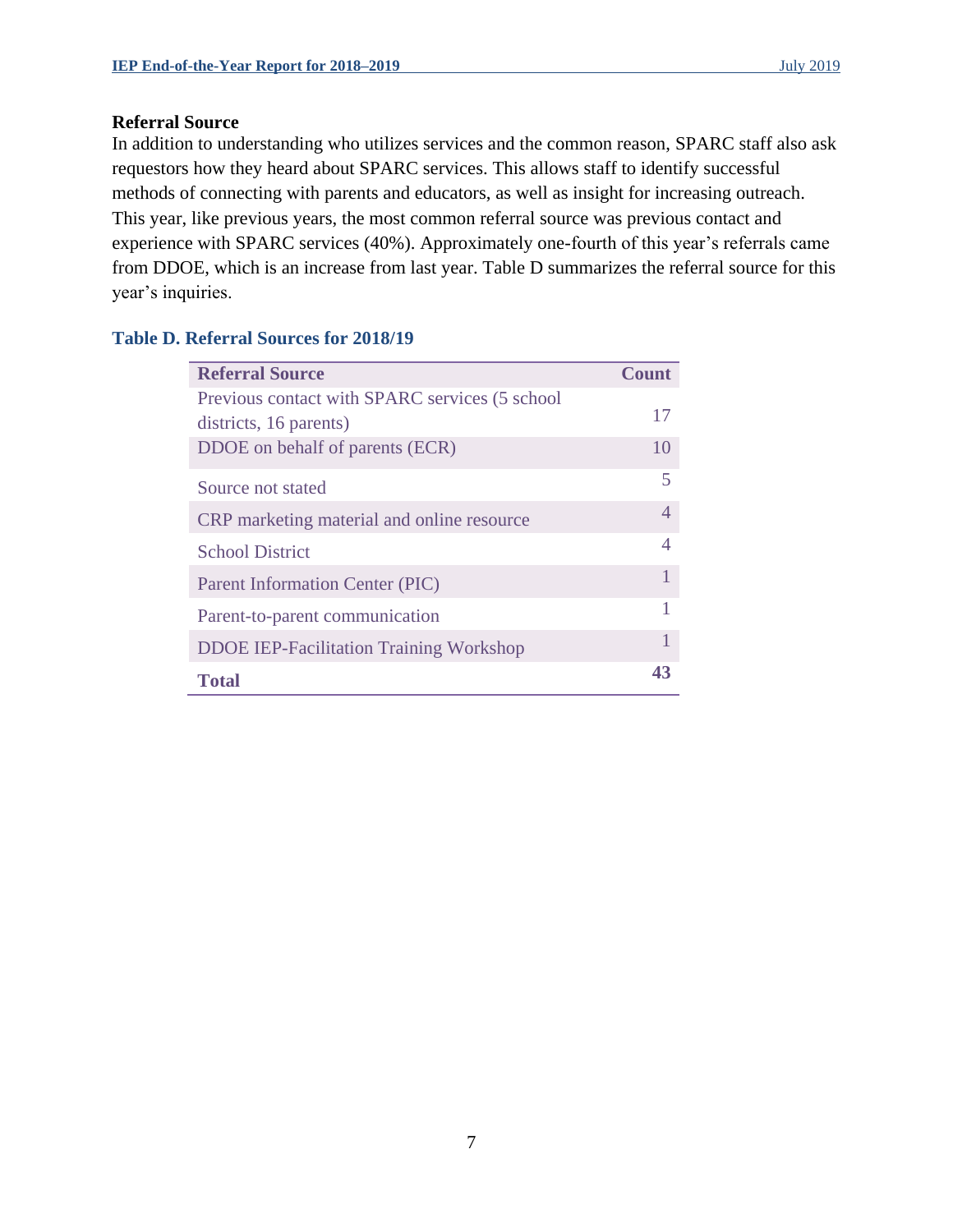### Referral Source

In addition to understanding who utilizes services and the common reason, SPARC staff also ask requestors how they heard about SPARC services. This allows staff to identify successful methods of connecting with parents and educators, as well as insight for increasing outreach. This year, like previous years, the most common referral source was previous contact and experience with SPARC services (40%). Approximately one-fourth of this year's referrals came from DDOE, which is an increase from last year. Table D summarizes the referral source for this year's inquiries.

**Table D. Referral Sources for 2018/19**

| Referral Source | Count |
|---|---|
| Previous contact with SPARC services (5 school districts, 16 parents) | 17 |
| DDOE on behalf of parents (ECR) | 10 |
| Source not stated | 5 |
| CRP marketing material and online resource | 4 |
| School District | 4 |
| Parent Information Center (PIC) | 1 |
| Parent-to-parent communication | 1 |
| DDOE IEP-Facilitation Training Workshop | 1 |
| **Total** | **43** |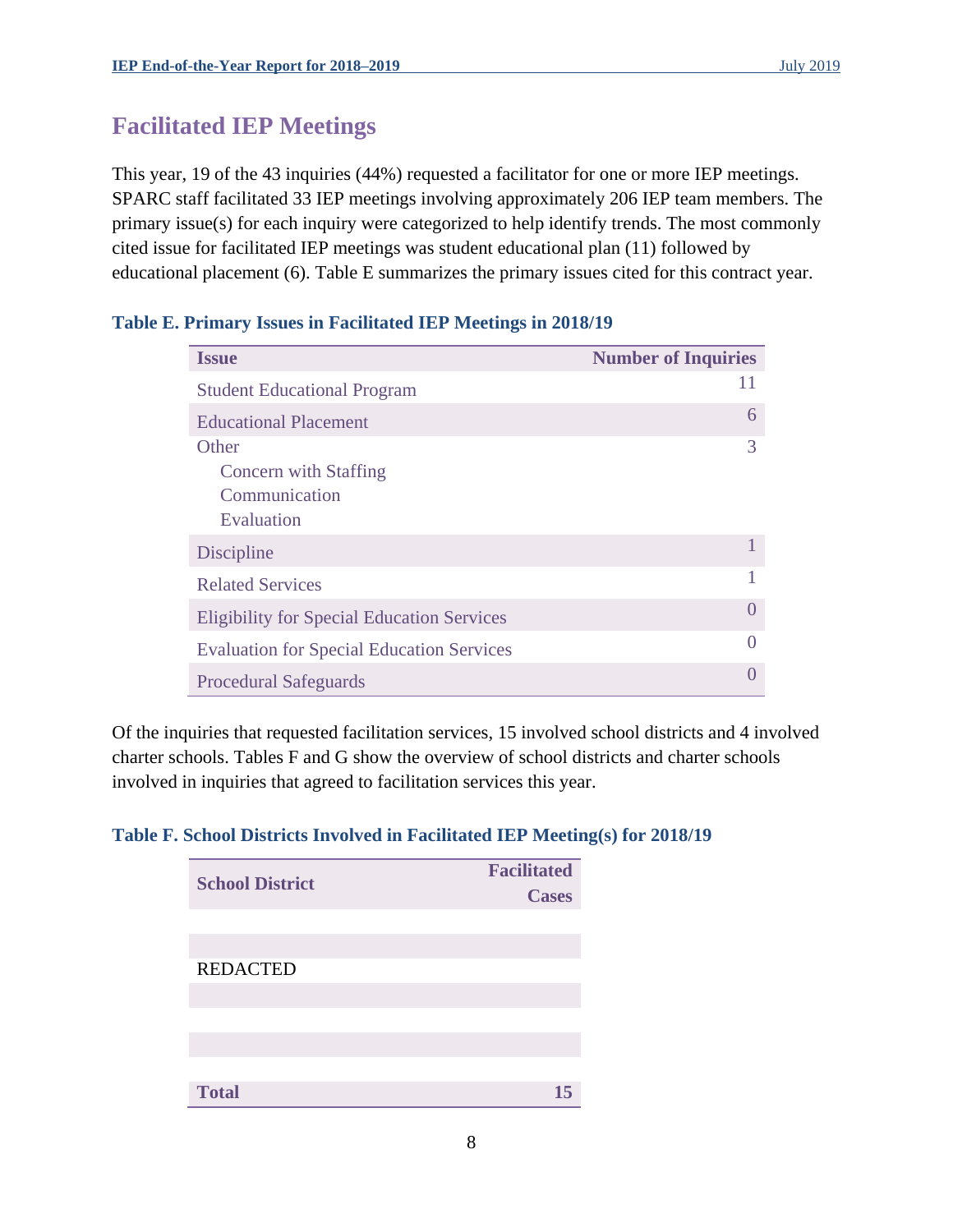## Facilitated IEP Meetings

This year, 19 of the 43 inquiries (44%) requested a facilitator for one or more IEP meetings. SPARC staff facilitated 33 IEP meetings involving approximately 206 IEP team members. The primary issue(s) for each inquiry were categorized to help identify trends. The most commonly cited issue for facilitated IEP meetings was student educational plan (11) followed by educational placement (6). Table E summarizes the primary issues cited for this contract year.

### Table E. Primary Issues in Facilitated IEP Meetings in 2018/19

| Issue | Number of Inquiries |
|---|---|
| Student Educational Program | 11 |
| Educational Placement | 6 |
| Other<br>Concern with Staffing<br>Communication<br>Evaluation | 3 |
| Discipline | 1 |
| Related Services | 1 |
| Eligibility for Special Education Services | 0 |
| Evaluation for Special Education Services | 0 |
| Procedural Safeguards | 0 |

Of the inquiries that requested facilitation services, 15 involved school districts and 4 involved charter schools. Tables F and G show the overview of school districts and charter schools involved in inquiries that agreed to facilitation services this year.

### Table F. School Districts Involved in Facilitated IEP Meeting(s) for 2018/19

| School District | Facilitated Cases |
|---|---|
| REDACTED | |
| **Total** | **15** |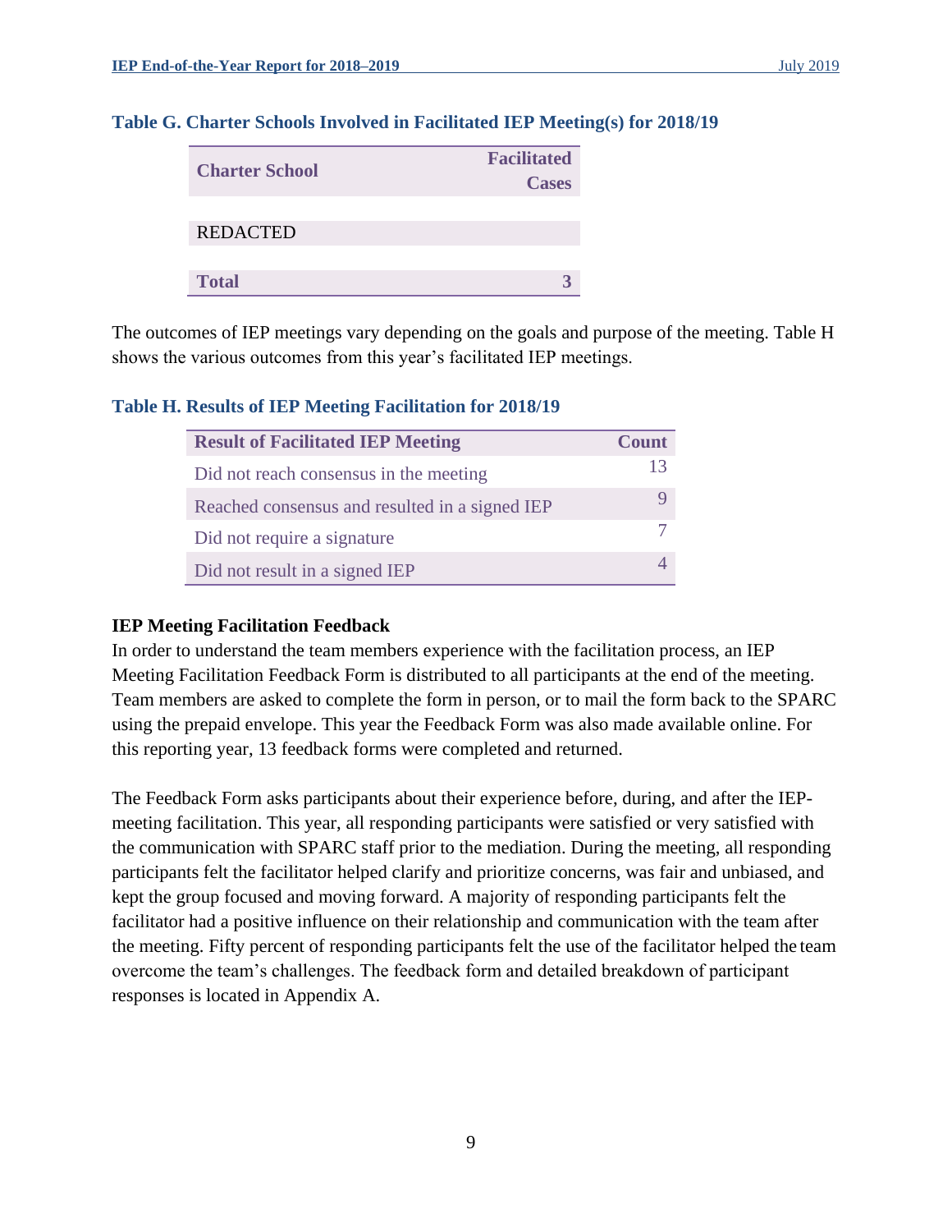### Table G. Charter Schools Involved in Facilitated IEP Meeting(s) for 2018/19

| Charter School | Facilitated Cases |
|---|---|
| REDACTED | |
| **Total** | **3** |

The outcomes of IEP meetings vary depending on the goals and purpose of the meeting. Table H shows the various outcomes from this year's facilitated IEP meetings.

### Table H. Results of IEP Meeting Facilitation for 2018/19

| Result of Facilitated IEP Meeting | Count |
|---|---|
| Did not reach consensus in the meeting | 13 |
| Reached consensus and resulted in a signed IEP | 9 |
| Did not require a signature | 7 |
| Did not result in a signed IEP | 4 |

**IEP Meeting Facilitation Feedback**

In order to understand the team members experience with the facilitation process, an IEP Meeting Facilitation Feedback Form is distributed to all participants at the end of the meeting. Team members are asked to complete the form in person, or to mail the form back to the SPARC using the prepaid envelope. This year the Feedback Form was also made available online. For this reporting year, 13 feedback forms were completed and returned.

The Feedback Form asks participants about their experience before, during, and after the IEP-meeting facilitation. This year, all responding participants were satisfied or very satisfied with the communication with SPARC staff prior to the mediation. During the meeting, all responding participants felt the facilitator helped clarify and prioritize concerns, was fair and unbiased, and kept the group focused and moving forward. A majority of responding participants felt the facilitator had a positive influence on their relationship and communication with the team after the meeting. Fifty percent of responding participants felt the use of the facilitator helped the team overcome the team's challenges. The feedback form and detailed breakdown of participant responses is located in Appendix A.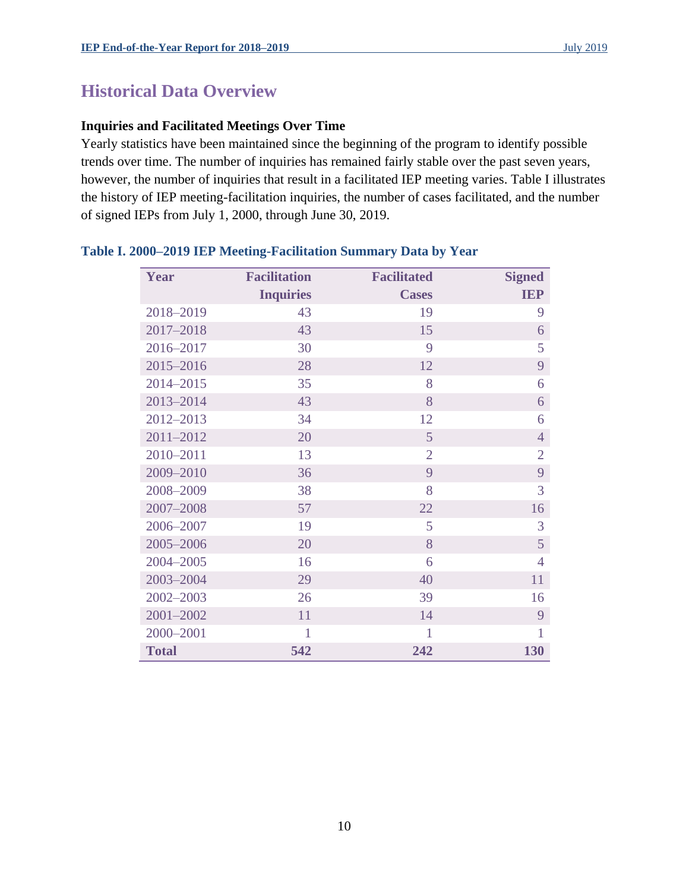## Historical Data Overview

**Inquiries and Facilitated Meetings Over Time**

Yearly statistics have been maintained since the beginning of the program to identify possible trends over time. The number of inquiries has remained fairly stable over the past seven years, however, the number of inquiries that result in a facilitated IEP meeting varies. Table I illustrates the history of IEP meeting-facilitation inquiries, the number of cases facilitated, and the number of signed IEPs from July 1, 2000, through June 30, 2019.

**Table I. 2000–2019 IEP Meeting-Facilitation Summary Data by Year**

| Year | Facilitation Inquiries | Facilitated Cases | Signed IEP |
|---|---:|---:|---:|
| 2018–2019 | 43 | 19 | 9 |
| 2017–2018 | 43 | 15 | 6 |
| 2016–2017 | 30 | 9 | 5 |
| 2015–2016 | 28 | 12 | 9 |
| 2014–2015 | 35 | 8 | 6 |
| 2013–2014 | 43 | 8 | 6 |
| 2012–2013 | 34 | 12 | 6 |
| 2011–2012 | 20 | 5 | 4 |
| 2010–2011 | 13 | 2 | 2 |
| 2009–2010 | 36 | 9 | 9 |
| 2008–2009 | 38 | 8 | 3 |
| 2007–2008 | 57 | 22 | 16 |
| 2006–2007 | 19 | 5 | 3 |
| 2005–2006 | 20 | 8 | 5 |
| 2004–2005 | 16 | 6 | 4 |
| 2003–2004 | 29 | 40 | 11 |
| 2002–2003 | 26 | 39 | 16 |
| 2001–2002 | 11 | 14 | 9 |
| 2000–2001 | 1 | 1 | 1 |
| **Total** | **542** | **242** | **130** |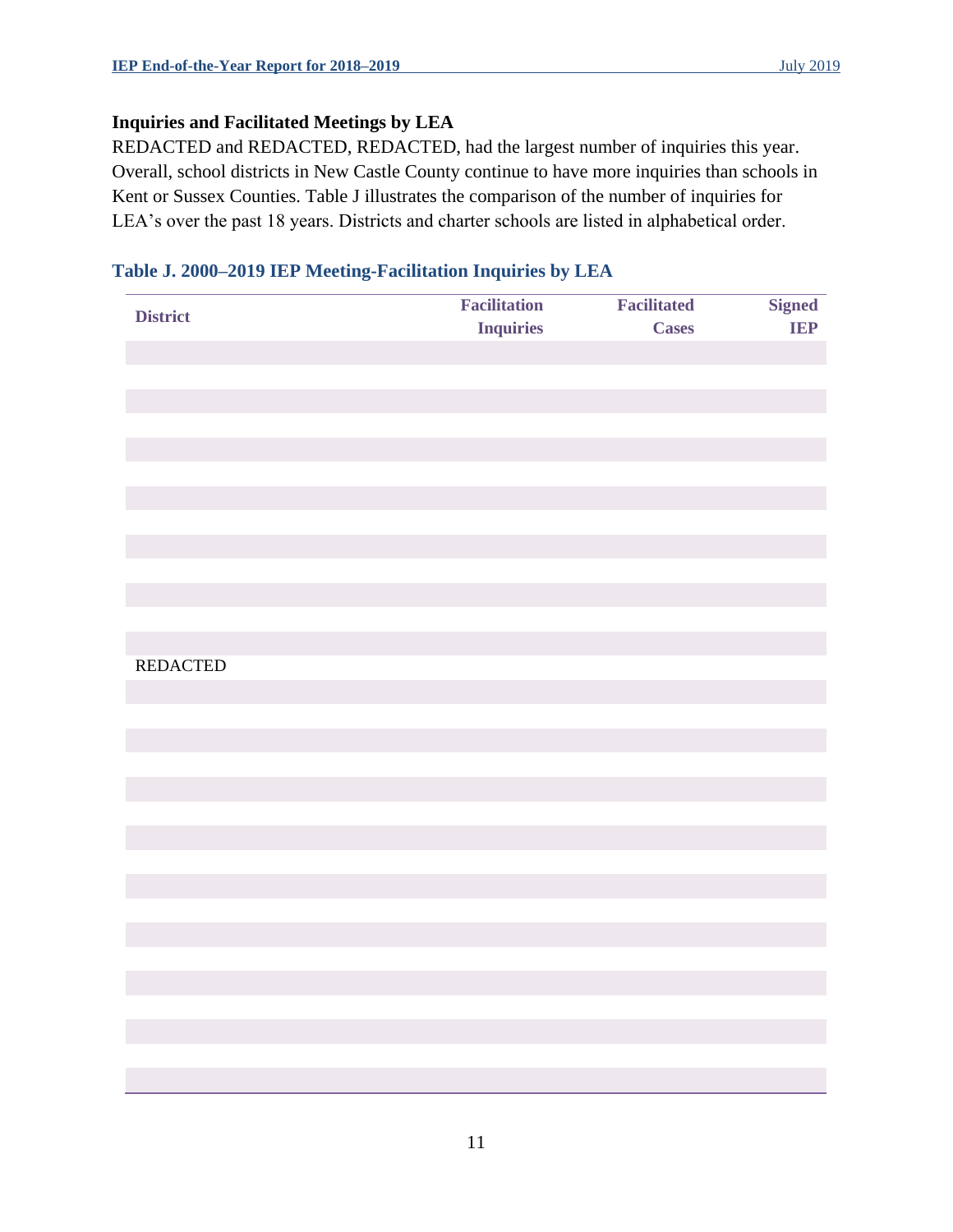### Inquiries and Facilitated Meetings by LEA

REDACTED and REDACTED, REDACTED, had the largest number of inquiries this year. Overall, school districts in New Castle County continue to have more inquiries than schools in Kent or Sussex Counties. Table J illustrates the comparison of the number of inquiries for LEA's over the past 18 years. Districts and charter schools are listed in alphabetical order.

### Table J. 2000–2019 IEP Meeting-Facilitation Inquiries by LEA

| District | Facilitation Inquiries | Facilitated Cases | Signed IEP |
|---|---|---|---|
| REDACTED | | | |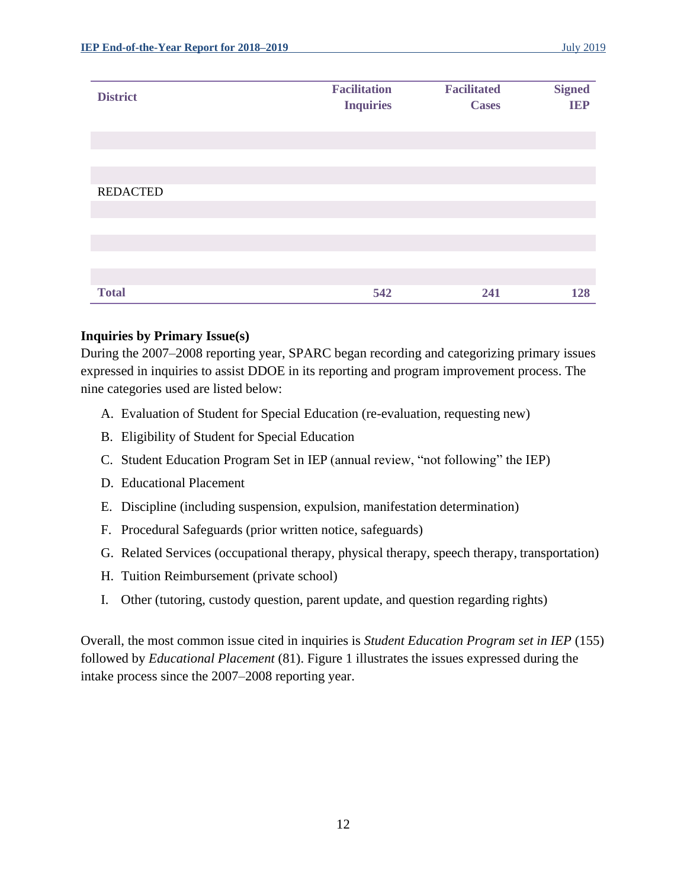| District | Facilitation Inquiries | Facilitated Cases | Signed IEP |
|---|---|---|---|
| REDACTED | | | |
| **Total** | **542** | **241** | **128** |

**Inquiries by Primary Issue(s)**

During the 2007–2008 reporting year, SPARC began recording and categorizing primary issues expressed in inquiries to assist DDOE in its reporting and program improvement process. The nine categories used are listed below:

A. Evaluation of Student for Special Education (re-evaluation, requesting new)

B. Eligibility of Student for Special Education

C. Student Education Program Set in IEP (annual review, "not following" the IEP)

D. Educational Placement

E. Discipline (including suspension, expulsion, manifestation determination)

F. Procedural Safeguards (prior written notice, safeguards)

G. Related Services (occupational therapy, physical therapy, speech therapy, transportation)

H. Tuition Reimbursement (private school)

I. Other (tutoring, custody question, parent update, and question regarding rights)

Overall, the most common issue cited in inquiries is *Student Education Program set in IEP* (155) followed by *Educational Placement* (81). Figure 1 illustrates the issues expressed during the intake process since the 2007–2008 reporting year.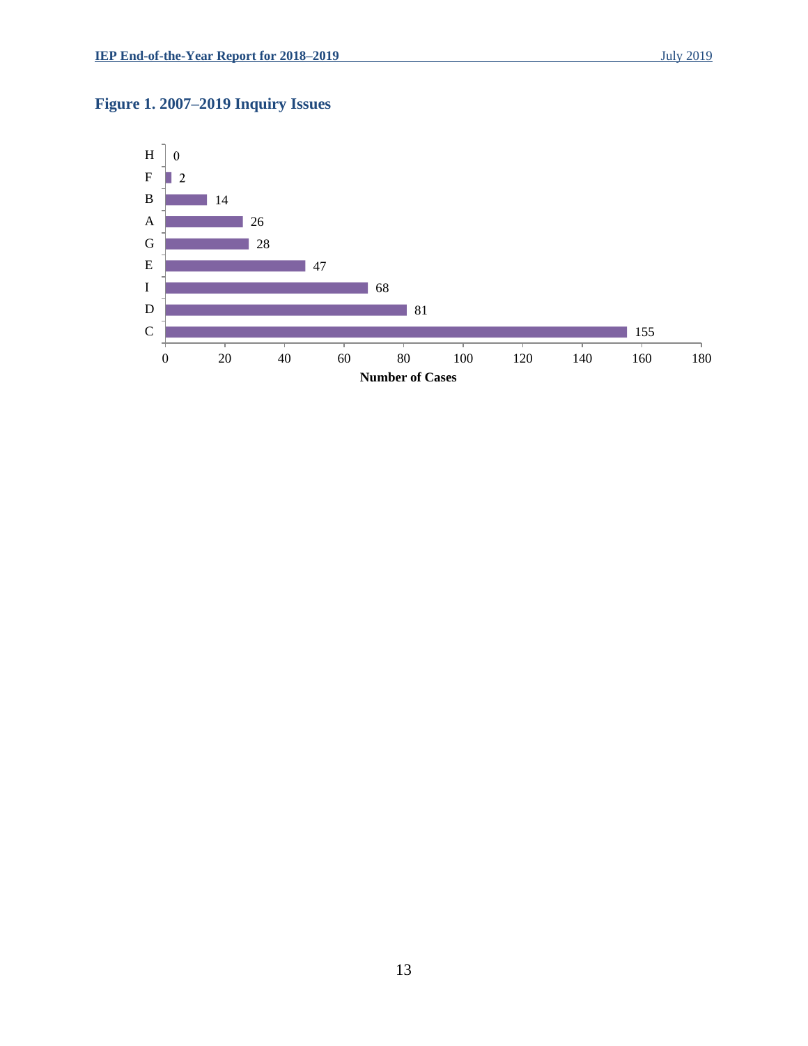## Figure 1. 2007–2019 Inquiry Issues

| Issue | Number of Cases |
|---|---|
| H | 0 |
| F | 2 |
| B | 14 |
| A | 26 |
| G | 28 |
| E | 47 |
| I | 68 |
| D | 81 |
| C | 155 |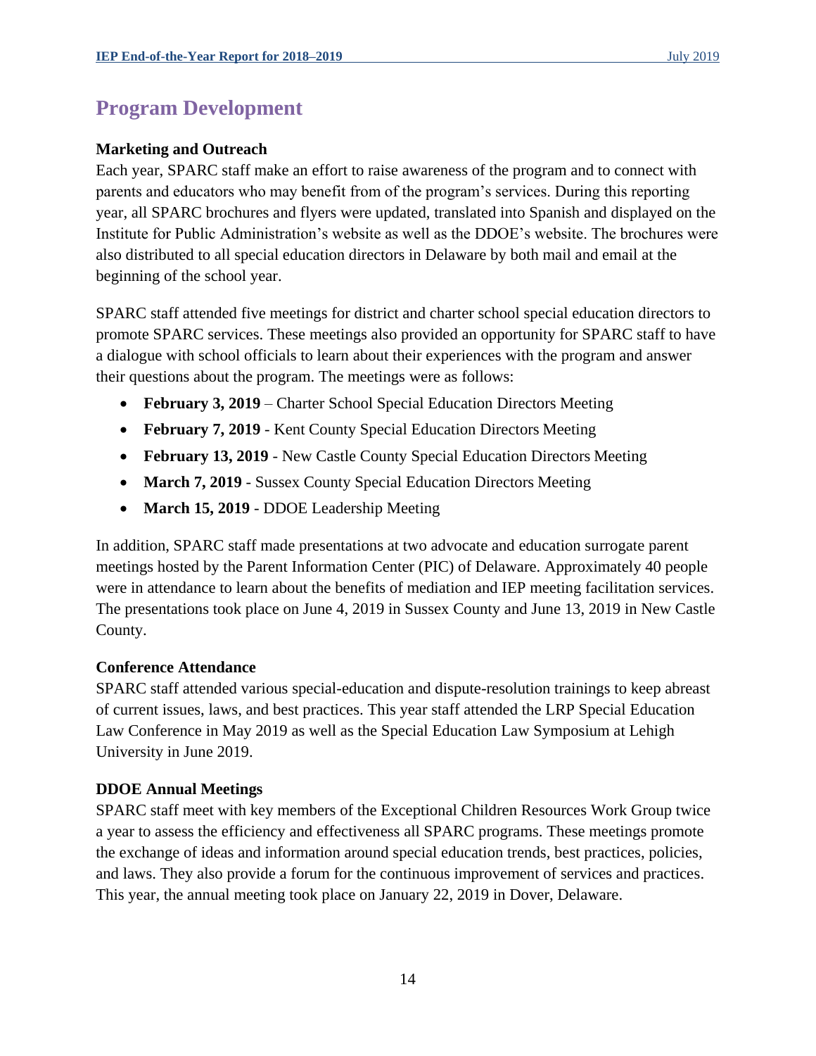## Program Development

### Marketing and Outreach

Each year, SPARC staff make an effort to raise awareness of the program and to connect with parents and educators who may benefit from of the program's services. During this reporting year, all SPARC brochures and flyers were updated, translated into Spanish and displayed on the Institute for Public Administration's website as well as the DDOE's website. The brochures were also distributed to all special education directors in Delaware by both mail and email at the beginning of the school year.

SPARC staff attended five meetings for district and charter school special education directors to promote SPARC services. These meetings also provided an opportunity for SPARC staff to have a dialogue with school officials to learn about their experiences with the program and answer their questions about the program. The meetings were as follows:

- **February 3, 2019** – Charter School Special Education Directors Meeting
- **February 7, 2019** - Kent County Special Education Directors Meeting
- **February 13, 2019** - New Castle County Special Education Directors Meeting
- **March 7, 2019** - Sussex County Special Education Directors Meeting
- **March 15, 2019** - DDOE Leadership Meeting

In addition, SPARC staff made presentations at two advocate and education surrogate parent meetings hosted by the Parent Information Center (PIC) of Delaware. Approximately 40 people were in attendance to learn about the benefits of mediation and IEP meeting facilitation services. The presentations took place on June 4, 2019 in Sussex County and June 13, 2019 in New Castle County.

### Conference Attendance

SPARC staff attended various special-education and dispute-resolution trainings to keep abreast of current issues, laws, and best practices. This year staff attended the LRP Special Education Law Conference in May 2019 as well as the Special Education Law Symposium at Lehigh University in June 2019.

### DDOE Annual Meetings

SPARC staff meet with key members of the Exceptional Children Resources Work Group twice a year to assess the efficiency and effectiveness all SPARC programs. These meetings promote the exchange of ideas and information around special education trends, best practices, policies, and laws. They also provide a forum for the continuous improvement of services and practices. This year, the annual meeting took place on January 22, 2019 in Dover, Delaware.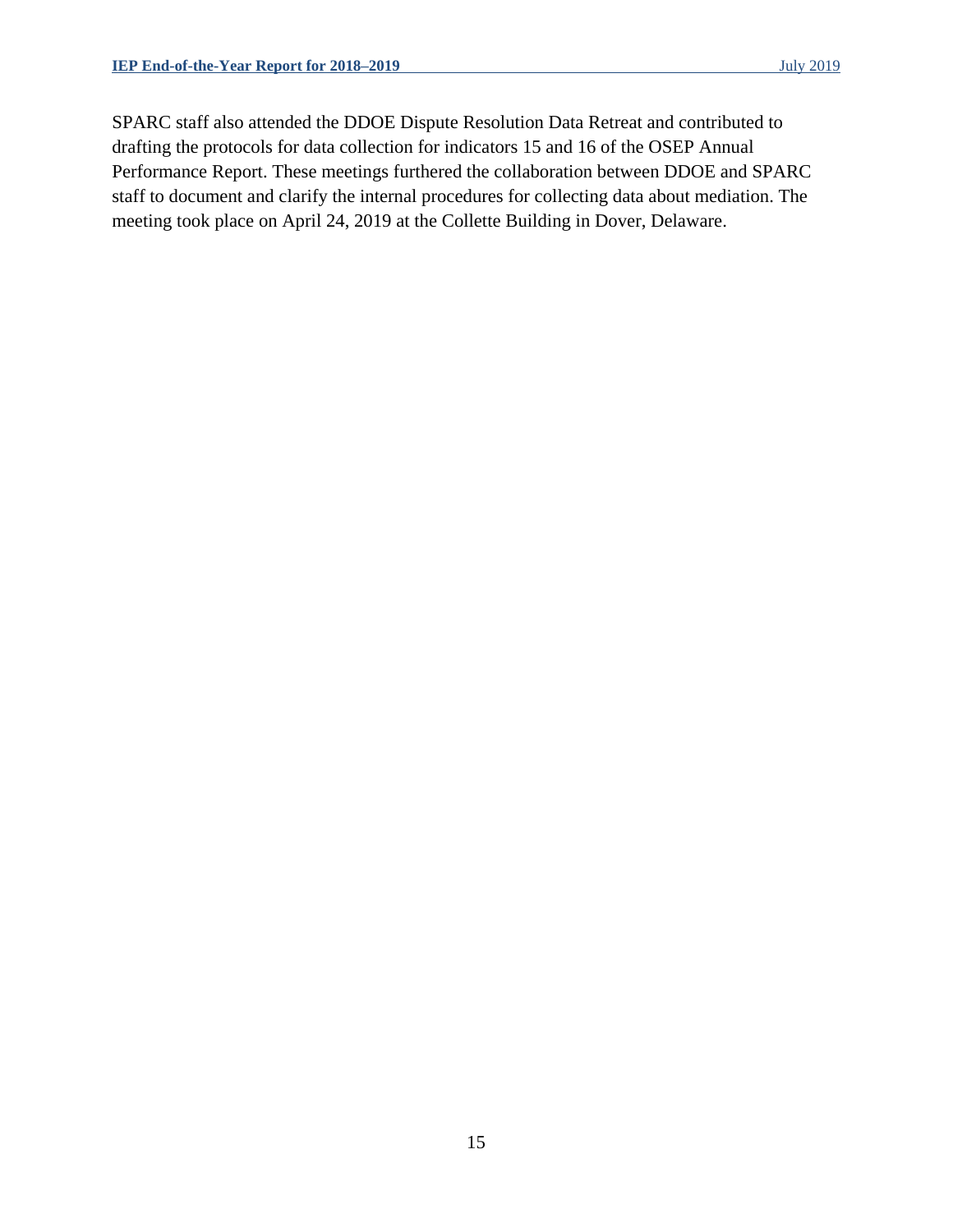SPARC staff also attended the DDOE Dispute Resolution Data Retreat and contributed to drafting the protocols for data collection for indicators 15 and 16 of the OSEP Annual Performance Report. These meetings furthered the collaboration between DDOE and SPARC staff to document and clarify the internal procedures for collecting data about mediation. The meeting took place on April 24, 2019 at the Collette Building in Dover, Delaware.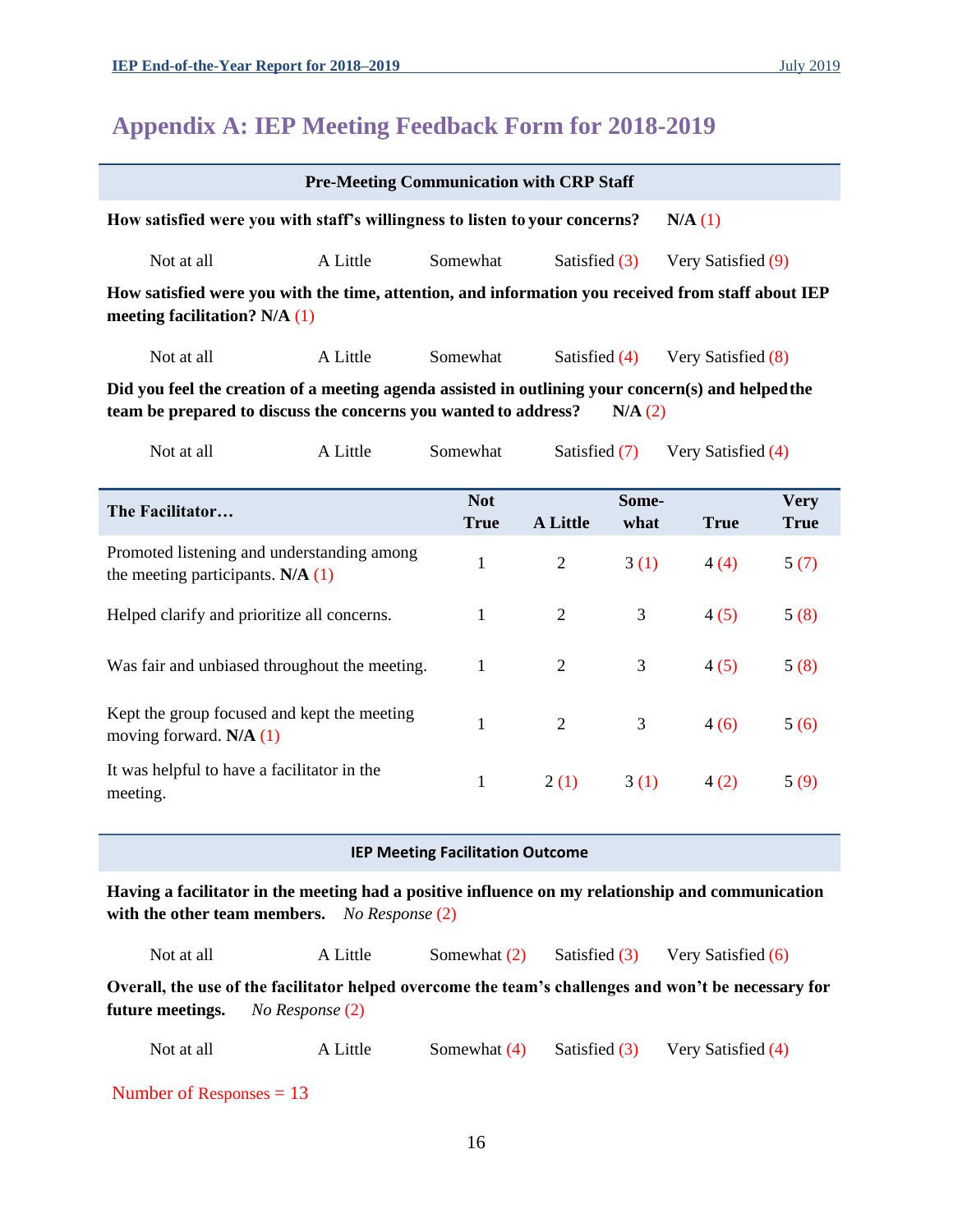# Appendix A: IEP Meeting Feedback Form for 2018-2019

## Pre-Meeting Communication with CRP Staff

**How satisfied were you with staff's willingness to listen to your concerns?** **N/A** (1)

Not at all | A Little | Somewhat | Satisfied (3) | Very Satisfied (9)

**How satisfied were you with the time, attention, and information you received from staff about IEP meeting facilitation? N/A** (1)

Not at all | A Little | Somewhat | Satisfied (4) | Very Satisfied (8)

**Did you feel the creation of a meeting agenda assisted in outlining your concern(s) and helped the team be prepared to discuss the concerns you wanted to address?** **N/A** (2)

Not at all | A Little | Somewhat | Satisfied (7) | Very Satisfied (4)

| The Facilitator… | Not True | A Little | Some-what | True | Very True |
|---|---|---|---|---|---|
| Promoted listening and understanding among the meeting participants. **N/A** (1) | 1 | 2 | 3 (1) | 4 (4) | 5 (7) |
| Helped clarify and prioritize all concerns. | 1 | 2 | 3 | 4 (5) | 5 (8) |
| Was fair and unbiased throughout the meeting. | 1 | 2 | 3 | 4 (5) | 5 (8) |
| Kept the group focused and kept the meeting moving forward. **N/A** (1) | 1 | 2 | 3 | 4 (6) | 5 (6) |
| It was helpful to have a facilitator in the meeting. | 1 | 2 (1) | 3 (1) | 4 (2) | 5 (9) |

## IEP Meeting Facilitation Outcome

**Having a facilitator in the meeting had a positive influence on my relationship and communication with the other team members.** *No Response* (2)

Not at all | A Little | Somewhat (2) | Satisfied (3) | Very Satisfied (6)

**Overall, the use of the facilitator helped overcome the team's challenges and won't be necessary for future meetings.** *No Response* (2)

Not at all | A Little | Somewhat (4) | Satisfied (3) | Very Satisfied (4)

Number of Responses = 13